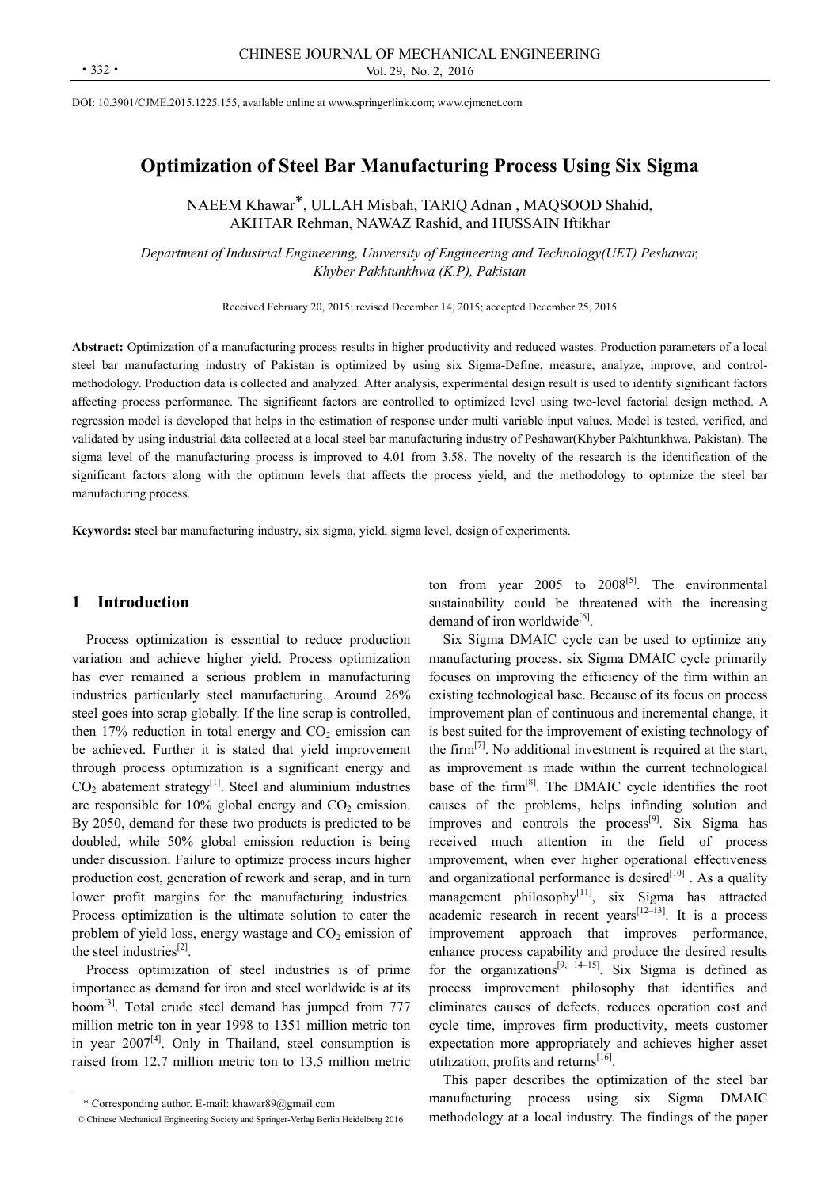DOI: 10.3901/CJME.2015.1225.155, available online at www.springerlink.com; www.cjmenet.com

# Optimization of Steel Bar Manufacturing Process Using Six Sigma

NAEEM Khawar*, ULLAH Misbah, TARIQ Adnan , MAQSOOD Shahid, AKHTAR Rehman, NAWAZ Rashid, and HUSSAIN Iftikhar

*Department of Industrial Engineering, University of Engineering and Technology(UET) Peshawar, Khyber Pakhtunkhwa (K.P), Pakistan*

Received February 20, 2015; revised December 14, 2015; accepted December 25, 2015

**Abstract:** Optimization of a manufacturing process results in higher productivity and reduced wastes. Production parameters of a local steel bar manufacturing industry of Pakistan is optimized by using six Sigma-Define, measure, analyze, improve, and control-methodology. Production data is collected and analyzed. After analysis, experimental design result is used to identify significant factors affecting process performance. The significant factors are controlled to optimized level using two-level factorial design method. A regression model is developed that helps in the estimation of response under multi variable input values. Model is tested, verified, and validated by using industrial data collected at a local steel bar manufacturing industry of Peshawar(Khyber Pakhtunkhwa, Pakistan). The sigma level of the manufacturing process is improved to 4.01 from 3.58. The novelty of the research is the identification of the significant factors along with the optimum levels that affects the process yield, and the methodology to optimize the steel bar manufacturing process.

**Keywords: s**teel bar manufacturing industry, six sigma, yield, sigma level, design of experiments.

## 1 Introduction

Process optimization is essential to reduce production variation and achieve higher yield. Process optimization has ever remained a serious problem in manufacturing industries particularly steel manufacturing. Around 26% steel goes into scrap globally. If the line scrap is controlled, then 17% reduction in total energy and $CO_2$ emission can be achieved. Further it is stated that yield improvement through process optimization is a significant energy and $CO_2$ abatement strategy[1]. Steel and aluminium industries are responsible for 10% global energy and $CO_2$ emission. By 2050, demand for these two products is predicted to be doubled, while 50% global emission reduction is being under discussion. Failure to optimize process incurs higher production cost, generation of rework and scrap, and in turn lower profit margins for the manufacturing industries. Process optimization is the ultimate solution to cater the problem of yield loss, energy wastage and $CO_2$ emission of the steel industries[2].

Process optimization of steel industries is of prime importance as demand for iron and steel worldwide is at its boom[3]. Total crude steel demand has jumped from 777 million metric ton in year 1998 to 1351 million metric ton in year 2007[4]. Only in Thailand, steel consumption is raised from 12.7 million metric ton to 13.5 million metric ton from year 2005 to 2008[5]. The environmental sustainability could be threatened with the increasing demand of iron worldwide[6].

Six Sigma DMAIC cycle can be used to optimize any manufacturing process. six Sigma DMAIC cycle primarily focuses on improving the efficiency of the firm within an existing technological base. Because of its focus on process improvement plan of continuous and incremental change, it is best suited for the improvement of existing technology of the firm[7]. No additional investment is required at the start, as improvement is made within the current technological base of the firm[8]. The DMAIC cycle identifies the root causes of the problems, helps infinding solution and improves and controls the process[9]. Six Sigma has received much attention in the field of process improvement, when ever higher operational effectiveness and organizational performance is desired[10] . As a quality management philosophy[11], six Sigma has attracted academic research in recent years[12–13]. It is a process improvement approach that improves performance, enhance process capability and produce the desired results for the organizations[9, 14–15]. Six Sigma is defined as process improvement philosophy that identifies and eliminates causes of defects, reduces operation cost and cycle time, improves firm productivity, meets customer expectation more appropriately and achieves higher asset utilization, profits and returns[16].

This paper describes the optimization of the steel bar manufacturing process using six Sigma DMAIC methodology at a local industry. The findings of the paper

* Corresponding author. E-mail: khawar89@gmail.com

© Chinese Mechanical Engineering Society and Springer-Verlag Berlin Heidelberg 2016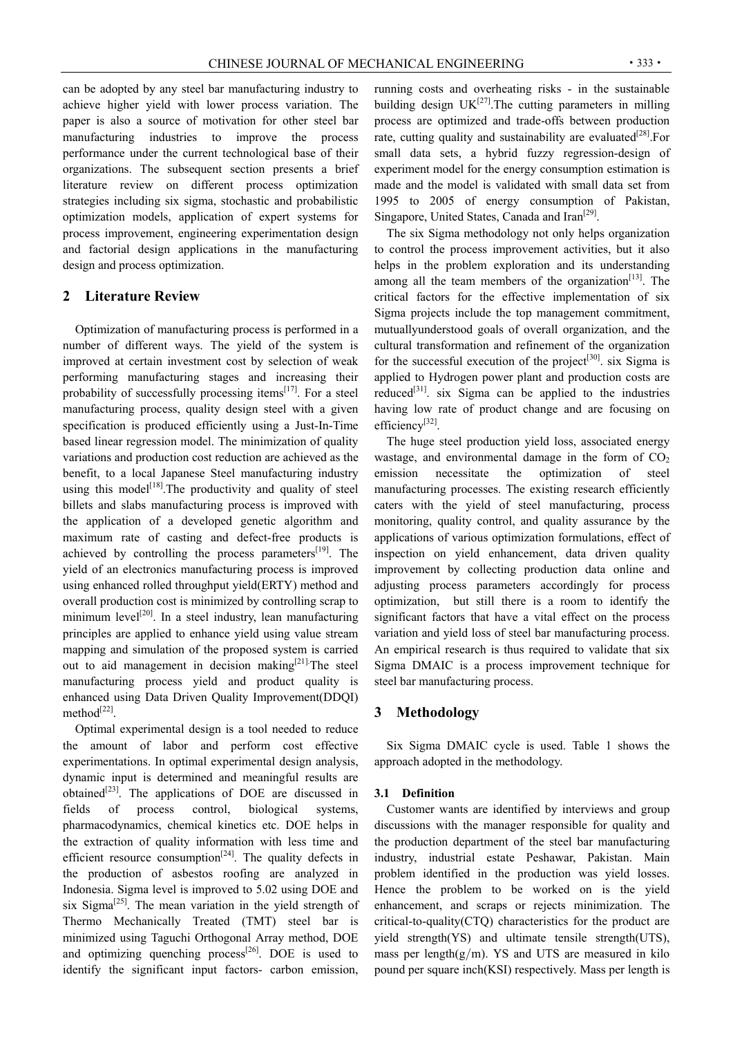can be adopted by any steel bar manufacturing industry to achieve higher yield with lower process variation. The paper is also a source of motivation for other steel bar manufacturing industries to improve the process performance under the current technological base of their organizations. The subsequent section presents a brief literature review on different process optimization strategies including six sigma, stochastic and probabilistic optimization models, application of expert systems for process improvement, engineering experimentation design and factorial design applications in the manufacturing design and process optimization.

## 2 Literature Review

Optimization of manufacturing process is performed in a number of different ways. The yield of the system is improved at certain investment cost by selection of weak performing manufacturing stages and increasing their probability of successfully processing items[17]. For a steel manufacturing process, quality design steel with a given specification is produced efficiently using a Just-In-Time based linear regression model. The minimization of quality variations and production cost reduction are achieved as the benefit, to a local Japanese Steel manufacturing industry using this model[18].The productivity and quality of steel billets and slabs manufacturing process is improved with the application of a developed genetic algorithm and maximum rate of casting and defect-free products is achieved by controlling the process parameters[19]. The yield of an electronics manufacturing process is improved using enhanced rolled throughput yield(ERTY) method and overall production cost is minimized by controlling scrap to minimum level[20]. In a steel industry, lean manufacturing principles are applied to enhance yield using value stream mapping and simulation of the proposed system is carried out to aid management in decision making[21].The steel manufacturing process yield and product quality is enhanced using Data Driven Quality Improvement(DDQI) method[22].

Optimal experimental design is a tool needed to reduce the amount of labor and perform cost effective experimentations. In optimal experimental design analysis, dynamic input is determined and meaningful results are obtained[23]. The applications of DOE are discussed in fields of process control, biological systems, pharmacodynamics, chemical kinetics etc. DOE helps in the extraction of quality information with less time and efficient resource consumption[24]. The quality defects in the production of asbestos roofing are analyzed in Indonesia. Sigma level is improved to 5.02 using DOE and six Sigma[25]. The mean variation in the yield strength of Thermo Mechanically Treated (TMT) steel bar is minimized using Taguchi Orthogonal Array method, DOE and optimizing quenching process[26]. DOE is used to identify the significant input factors- carbon emission, running costs and overheating risks - in the sustainable building design UK[27].The cutting parameters in milling process are optimized and trade-offs between production rate, cutting quality and sustainability are evaluated[28].For small data sets, a hybrid fuzzy regression-design of experiment model for the energy consumption estimation is made and the model is validated with small data set from 1995 to 2005 of energy consumption of Pakistan, Singapore, United States, Canada and Iran[29].

The six Sigma methodology not only helps organization to control the process improvement activities, but it also helps in the problem exploration and its understanding among all the team members of the organization[13]. The critical factors for the effective implementation of six Sigma projects include the top management commitment, mutuallyunderstood goals of overall organization, and the cultural transformation and refinement of the organization for the successful execution of the project[30]. six Sigma is applied to Hydrogen power plant and production costs are reduced[31]. six Sigma can be applied to the industries having low rate of product change and are focusing on efficiency[32].

The huge steel production yield loss, associated energy wastage, and environmental damage in the form of $CO_2$ emission necessitate the optimization of steel manufacturing processes. The existing research efficiently caters with the yield of steel manufacturing, process monitoring, quality control, and quality assurance by the applications of various optimization formulations, effect of inspection on yield enhancement, data driven quality improvement by collecting production data online and adjusting process parameters accordingly for process optimization, but still there is a room to identify the significant factors that have a vital effect on the process variation and yield loss of steel bar manufacturing process. An empirical research is thus required to validate that six Sigma DMAIC is a process improvement technique for steel bar manufacturing process.

## 3 Methodology

Six Sigma DMAIC cycle is used. Table 1 shows the approach adopted in the methodology.

### 3.1 Definition

Customer wants are identified by interviews and group discussions with the manager responsible for quality and the production department of the steel bar manufacturing industry, industrial estate Peshawar, Pakistan. Main problem identified in the production was yield losses. Hence the problem to be worked on is the yield enhancement, and scraps or rejects minimization. The critical-to-quality(CTQ) characteristics for the product are yield strength(YS) and ultimate tensile strength(UTS), mass per length(g/m). YS and UTS are measured in kilo pound per square inch(KSI) respectively. Mass per length is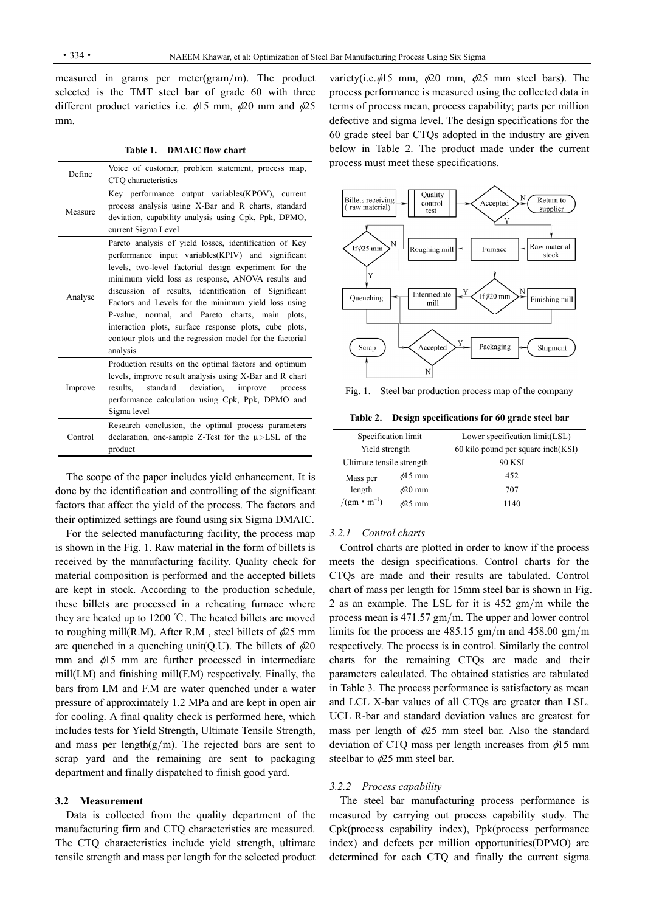measured in grams per meter(gram/m). The product selected is the TMT steel bar of grade 60 with three different product varieties i.e. $\phi$15 mm, $\phi$20 mm and $\phi$25 mm.

**Table 1. DMAIC flow chart**

| | |
|---|---|
| Define | Voice of customer, problem statement, process map, CTQ characteristics |
| Measure | Key performance output variables(KPOV), current process analysis using X-Bar and R charts, standard deviation, capability analysis using Cpk, Ppk, DPMO, current Sigma Level |
| Analyse | Pareto analysis of yield losses, identification of Key performance input variables(KPIV) and significant levels, two-level factorial design experiment for the minimum yield loss as response, ANOVA results and discussion of results, identification of Significant Factors and Levels for the minimum yield loss using P-value, normal, and Pareto charts, main plots, interaction plots, surface response plots, cube plots, contour plots and the regression model for the factorial analysis |
| Improve | Production results on the optimal factors and optimum levels, improve result analysis using X-Bar and R chart results, standard deviation, improve process performance calculation using Cpk, Ppk, DPMO and Sigma level |
| Control | Research conclusion, the optimal process parameters declaration, one-sample Z-Test for the $\mu$>LSL of the product |

The scope of the paper includes yield enhancement. It is done by the identification and controlling of the significant factors that affect the yield of the process. The factors and their optimized settings are found using six Sigma DMAIC.

For the selected manufacturing facility, the process map is shown in the Fig. 1. Raw material in the form of billets is received by the manufacturing facility. Quality check for material composition is performed and the accepted billets are kept in stock. According to the production schedule, these billets are processed in a reheating furnace where they are heated up to 1200 ℃. The heated billets are moved to roughing mill(R.M). After R.M , steel billets of $\phi$25 mm are quenched in a quenching unit(Q.U). The billets of $\phi$20 mm and $\phi$15 mm are further processed in intermediate mill(I.M) and finishing mill(F.M) respectively. Finally, the bars from I.M and F.M are water quenched under a water pressure of approximately 1.2 MPa and are kept in open air for cooling. A final quality check is performed here, which includes tests for Yield Strength, Ultimate Tensile Strength, and mass per length(g/m). The rejected bars are sent to scrap yard and the remaining are sent to packaging department and finally dispatched to finish good yard.

### 3.2 Measurement

Data is collected from the quality department of the manufacturing firm and CTQ characteristics are measured. The CTQ characteristics include yield strength, ultimate tensile strength and mass per length for the selected product variety(i.e.$\phi$15 mm, $\phi$20 mm, $\phi$25 mm steel bars). The process performance is measured using the collected data in terms of process mean, process capability; parts per million defective and sigma level. The design specifications for the 60 grade steel bar CTQs adopted in the industry are given below in Table 2. The product made under the current process must meet these specifications.

Fig. 1. Steel bar production process map of the company

**Table 2. Design specifications for 60 grade steel bar**

| Specification limit | | Lower specification limit(LSL) |
|---|---|---|
| Yield strength | | 60 kilo pound per square inch(KSI) |
| Ultimate tensile strength | | 90 KSI |
| Mass per length /(gm · m$^{-1}$) | $\phi$15 mm | 452 |
| | $\phi$20 mm | 707 |
| | $\phi$25 mm | 1140 |

#### 3.2.1 Control charts

Control charts are plotted in order to know if the process meets the design specifications. Control charts for the CTQs are made and their results are tabulated. Control chart of mass per length for 15mm steel bar is shown in Fig. 2 as an example. The LSL for it is 452 gm/m while the process mean is 471.57 gm/m. The upper and lower control limits for the process are 485.15 gm/m and 458.00 gm/m respectively. The process is in control. Similarly the control charts for the remaining CTQs are made and their parameters calculated. The obtained statistics are tabulated in Table 3. The process performance is satisfactory as mean and LCL X-bar values of all CTQs are greater than LSL. UCL R-bar and standard deviation values are greatest for mass per length of $\phi$25 mm steel bar. Also the standard deviation of CTQ mass per length increases from $\phi$15 mm steelbar to $\phi$25 mm steel bar.

#### 3.2.2 Process capability

The steel bar manufacturing process performance is measured by carrying out process capability study. The Cpk(process capability index), Ppk(process performance index) and defects per million opportunities(DPMO) are determined for each CTQ and finally the current sigma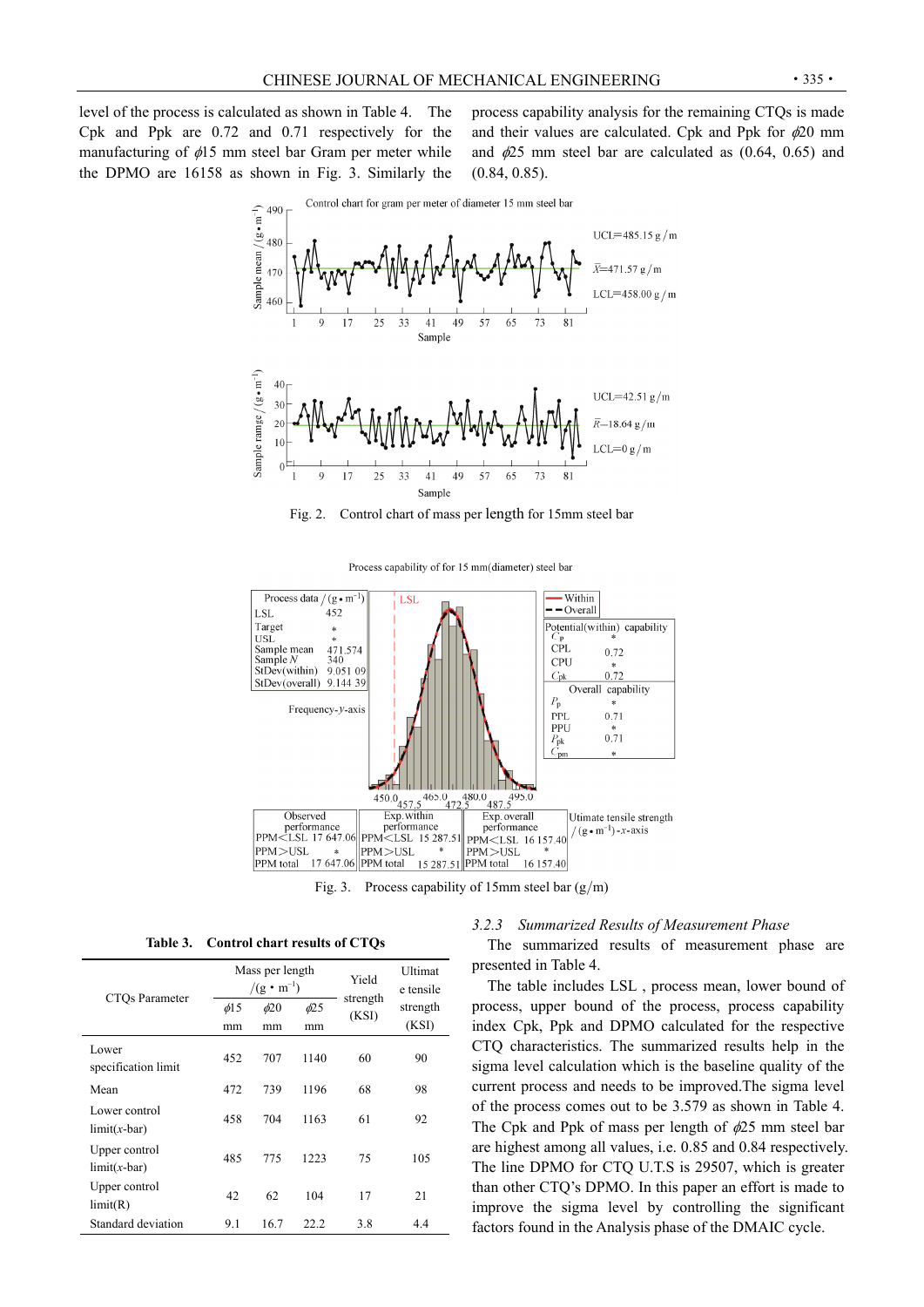level of the process is calculated as shown in Table 4. The Cpk and Ppk are 0.72 and 0.71 respectively for the manufacturing of $\phi$15 mm steel bar Gram per meter while the DPMO are 16158 as shown in Fig. 3. Similarly the process capability analysis for the remaining CTQs is made and their values are calculated. Cpk and Ppk for $\phi$20 mm and $\phi$25 mm steel bar are calculated as (0.64, 0.65) and (0.84, 0.85).

Fig. 2. Control chart of mass per length for 15mm steel bar

Fig. 3. Process capability of 15mm steel bar (g/m)

Table 3. Control chart results of CTQs

| CTQs Parameter | Mass per length /(g • m$^{-1}$) | | | Yield strength (KSI) | Ultimate tensile strength (KSI) |
|---|---|---|---|---|---|
| | $\phi$15 mm | $\phi$20 mm | $\phi$25 mm | | |
| Lower specification limit | 452 | 707 | 1140 | 60 | 90 |
| Mean | 472 | 739 | 1196 | 68 | 98 |
| Lower control limit(x-bar) | 458 | 704 | 1163 | 61 | 92 |
| Upper control limit(x-bar) | 485 | 775 | 1223 | 75 | 105 |
| Upper control limit(R) | 42 | 62 | 104 | 17 | 21 |
| Standard deviation | 9.1 | 16.7 | 22.2 | 3.8 | 4.4 |

### 3.2.3 Summarized Results of Measurement Phase

The summarized results of measurement phase are presented in Table 4.

The table includes LSL , process mean, lower bound of process, upper bound of the process, process capability index Cpk, Ppk and DPMO calculated for the respective CTQ characteristics. The summarized results help in the sigma level calculation which is the baseline quality of the current process and needs to be improved.The sigma level of the process comes out to be 3.579 as shown in Table 4. The Cpk and Ppk of mass per length of $\phi$25 mm steel bar are highest among all values, i.e. 0.85 and 0.84 respectively. The line DPMO for CTQ U.T.S is 29507, which is greater than other CTQ's DPMO. In this paper an effort is made to improve the sigma level by controlling the significant factors found in the Analysis phase of the DMAIC cycle.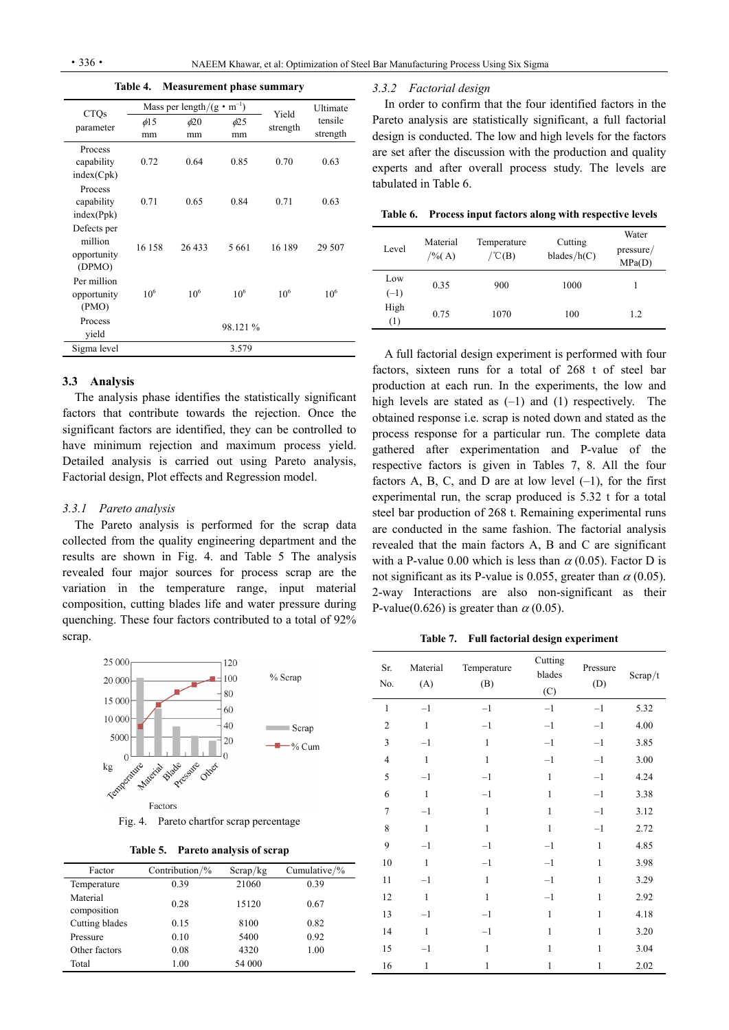**Table 4.　Measurement phase summary**

| CTQs parameter | Mass per length/(g • m$^{-1}$) | | | Yield strength | Ultimate tensile strength |
|---|---|---|---|---|---|
| | $\phi$15 mm | $\phi$20 mm | $\phi$25 mm | | |
| Process capability index(Cpk) | 0.72 | 0.64 | 0.85 | 0.70 | 0.63 |
| Process capability index(Ppk) | 0.71 | 0.65 | 0.84 | 0.71 | 0.63 |
| Defects per million opportunity (DPMO) | 16 158 | 26 433 | 5 661 | 16 189 | 29 507 |
| Per million opportunity (PMO) | $10^6$ | $10^6$ | $10^6$ | $10^6$ | $10^6$ |
| Process yield | | | 98.121 % | | |
| Sigma level | | | 3.579 | | |

### 3.3　Analysis

The analysis phase identifies the statistically significant factors that contribute towards the rejection. Once the significant factors are identified, they can be controlled to have minimum rejection and maximum process yield. Detailed analysis is carried out using Pareto analysis, Factorial design, Plot effects and Regression model.

#### *3.3.1　Pareto analysis*

The Pareto analysis is performed for the scrap data collected from the quality engineering department and the results are shown in Fig. 4. and Table 5 The analysis revealed four major sources for process scrap are the variation in the temperature range, input material composition, cutting blades life and water pressure during quenching. These four factors contributed to a total of 92% scrap.

Fig. 4.　Pareto chartfor scrap percentage

**Table 5.　Pareto analysis of scrap**

| Factor | Contribution/% | Scrap/kg | Cumulative/% |
|---|---|---|---|
| Temperature | 0.39 | 21060 | 0.39 |
| Material composition | 0.28 | 15120 | 0.67 |
| Cutting blades | 0.15 | 8100 | 0.82 |
| Pressure | 0.10 | 5400 | 0.92 |
| Other factors | 0.08 | 4320 | 1.00 |
| Total | 1.00 | 54 000 | |

#### *3.3.2　Factorial design*

In order to confirm that the four identified factors in the Pareto analysis are statistically significant, a full factorial design is conducted. The low and high levels for the factors are set after the discussion with the production and quality experts and after overall process study. The levels are tabulated in Table 6.

**Table 6.　Process input factors along with respective levels**

| Level | Material /%(A) | Temperature /℃(B) | Cutting blades/h(C) | Water pressure/ MPa(D) |
|---|---|---|---|---|
| Low (−1) | 0.35 | 900 | 1000 | 1 |
| High (1) | 0.75 | 1070 | 100 | 1.2 |

A full factorial design experiment is performed with four factors, sixteen runs for a total of 268 t of steel bar production at each run. In the experiments, the low and high levels are stated as (−1) and (1) respectively. The obtained response i.e. scrap is noted down and stated as the process response for a particular run. The complete data gathered after experimentation and P-value of the respective factors is given in Tables 7, 8. All the four factors A, B, C, and D are at low level (−1), for the first experimental run, the scrap produced is 5.32 t for a total steel bar production of 268 t. Remaining experimental runs are conducted in the same fashion. The factorial analysis revealed that the main factors A, B and C are significant with a P-value 0.00 which is less than $\alpha$ (0.05). Factor D is not significant as its P-value is 0.055, greater than $\alpha$ (0.05). 2-way Interactions are also non-significant as their P-value(0.626) is greater than $\alpha$ (0.05).

**Table 7.　Full factorial design experiment**

| Sr. No. | Material (A) | Temperature (B) | Cutting blades (C) | Pressure (D) | Scrap/t |
|---|---|---|---|---|---|
| 1 | −1 | −1 | −1 | −1 | 5.32 |
| 2 | 1 | −1 | −1 | −1 | 4.00 |
| 3 | −1 | 1 | −1 | −1 | 3.85 |
| 4 | 1 | 1 | −1 | −1 | 3.00 |
| 5 | −1 | −1 | 1 | −1 | 4.24 |
| 6 | 1 | −1 | 1 | −1 | 3.38 |
| 7 | −1 | 1 | 1 | −1 | 3.12 |
| 8 | 1 | 1 | 1 | −1 | 2.72 |
| 9 | −1 | −1 | −1 | 1 | 4.85 |
| 10 | 1 | −1 | −1 | 1 | 3.98 |
| 11 | −1 | 1 | −1 | 1 | 3.29 |
| 12 | 1 | 1 | −1 | 1 | 2.92 |
| 13 | −1 | −1 | 1 | 1 | 4.18 |
| 14 | 1 | −1 | 1 | 1 | 3.20 |
| 15 | −1 | 1 | 1 | 1 | 3.04 |
| 16 | 1 | 1 | 1 | 1 | 2.02 |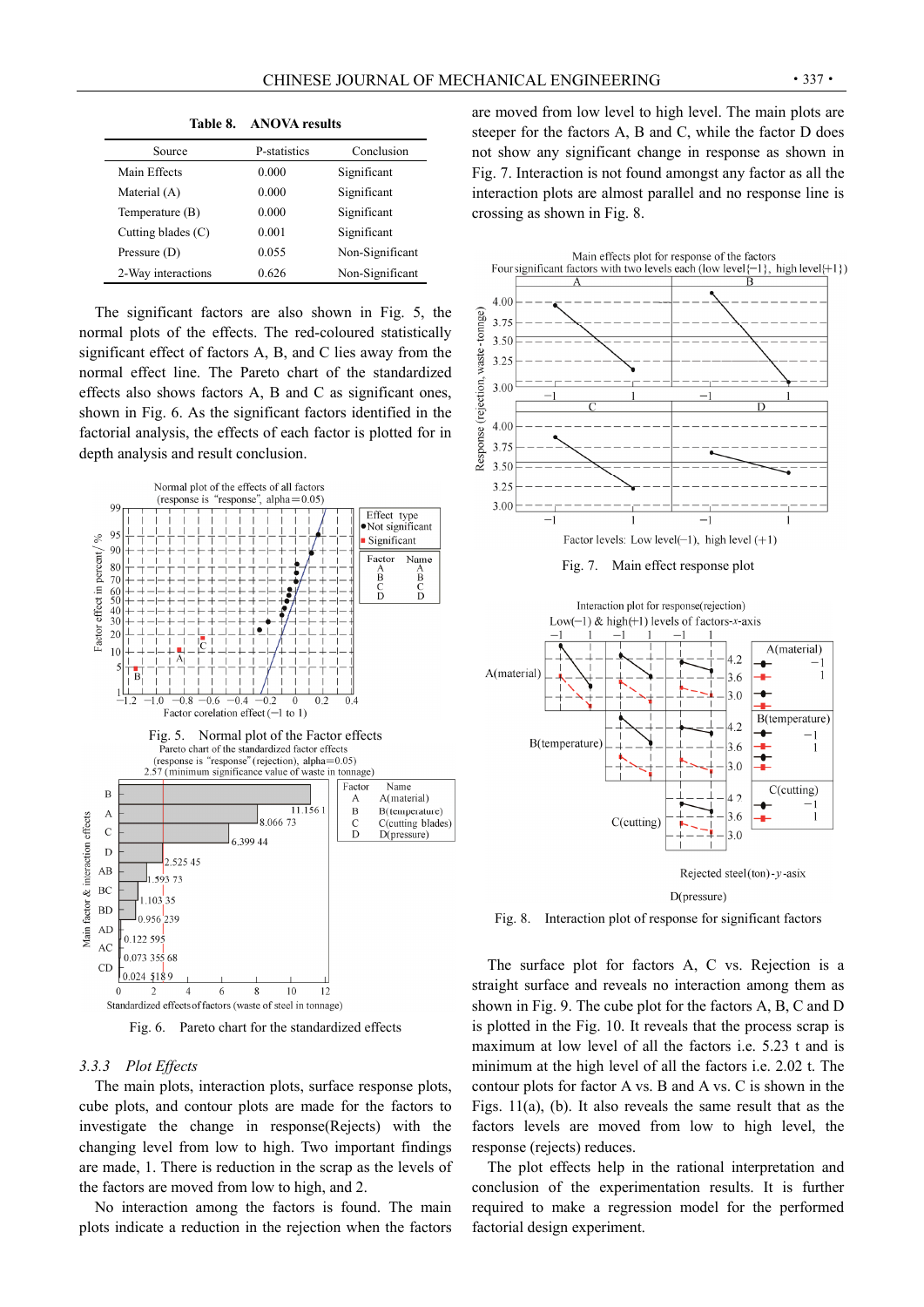Table 8. ANOVA results

| Source | P-statistics | Conclusion |
|---|---|---|
| Main Effects | 0.000 | Significant |
| Material (A) | 0.000 | Significant |
| Temperature (B) | 0.000 | Significant |
| Cutting blades (C) | 0.001 | Significant |
| Pressure (D) | 0.055 | Non-Significant |
| 2-Way interactions | 0.626 | Non-Significant |

The significant factors are also shown in Fig. 5, the normal plots of the effects. The red-coloured statistically significant effect of factors A, B, and C lies away from the normal effect line. The Pareto chart of the standardized effects also shows factors A, B and C as significant ones, shown in Fig. 6. As the significant factors identified in the factorial analysis, the effects of each factor is plotted for in depth analysis and result conclusion.

Fig. 5. Normal plot of the Factor effects

Fig. 6. Pareto chart for the standardized effects

### 3.3.3 *Plot Effects*

The main plots, interaction plots, surface response plots, cube plots, and contour plots are made for the factors to investigate the change in response(Rejects) with the changing level from low to high. Two important findings are made, 1. There is reduction in the scrap as the levels of the factors are moved from low to high, and 2.

No interaction among the factors is found. The main plots indicate a reduction in the rejection when the factors are moved from low level to high level. The main plots are steeper for the factors A, B and C, while the factor D does not show any significant change in response as shown in Fig. 7. Interaction is not found amongst any factor as all the interaction plots are almost parallel and no response line is crossing as shown in Fig. 8.

Fig. 7. Main effect response plot

Fig. 8. Interaction plot of response for significant factors

The surface plot for factors A, C vs. Rejection is a straight surface and reveals no interaction among them as shown in Fig. 9. The cube plot for the factors A, B, C and D is plotted in the Fig. 10. It reveals that the process scrap is maximum at low level of all the factors i.e. 5.23 t and is minimum at the high level of all the factors i.e. 2.02 t. The contour plots for factor A vs. B and A vs. C is shown in the Figs. 11(a), (b). It also reveals the same result that as the factors levels are moved from low to high level, the response (rejects) reduces.

The plot effects help in the rational interpretation and conclusion of the experimentation results. It is further required to make a regression model for the performed factorial design experiment.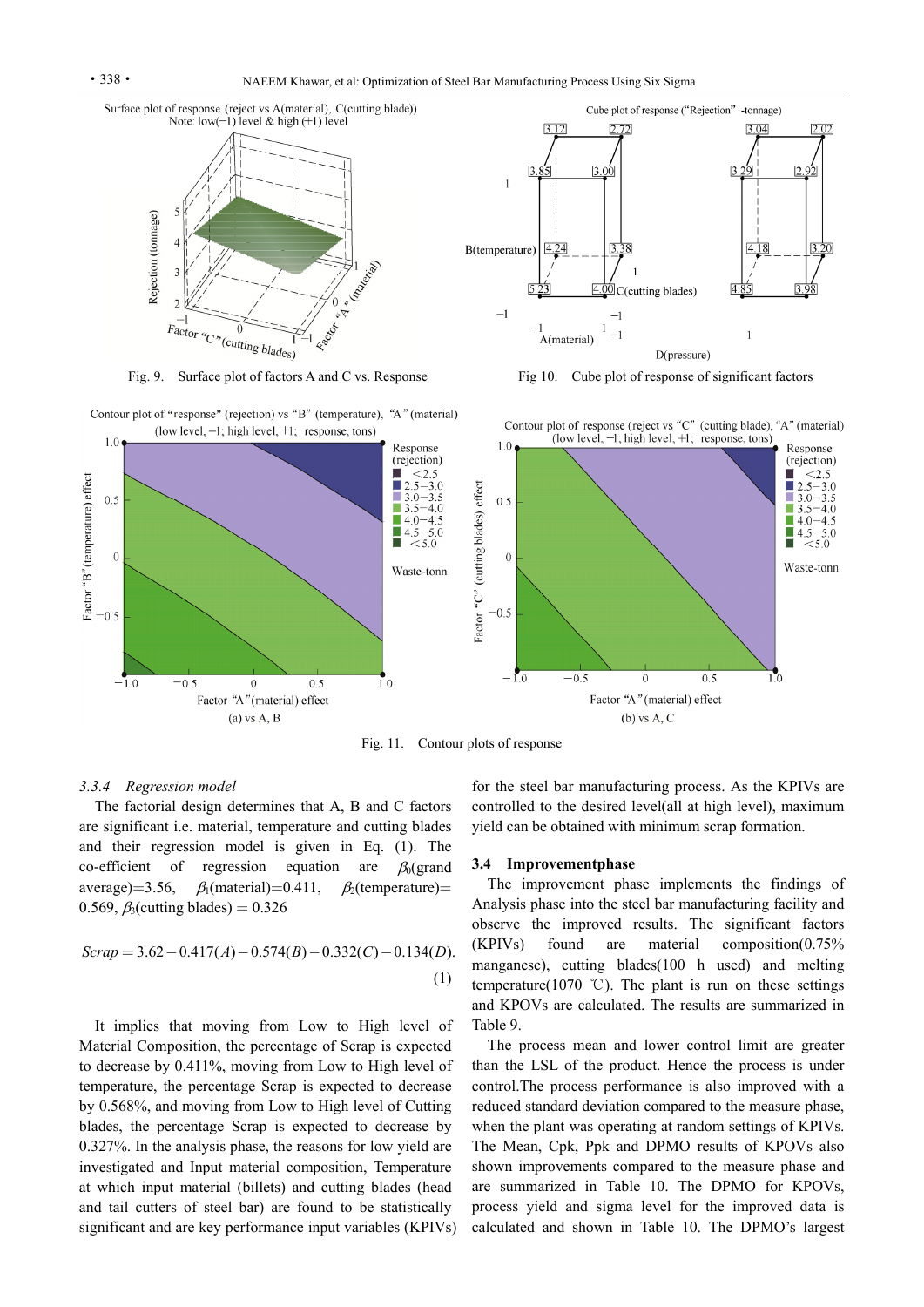Fig. 9. Surface plot of factors A and C vs. Response

Fig 10. Cube plot of response of significant factors

Fig. 11. Contour plots of response

#### 3.3.4 Regression model

The factorial design determines that A, B and C factors are significant i.e. material, temperature and cutting blades and their regression model is given in Eq. (1). The co-efficient of regression equation are $\beta_0$(grand average)=3.56, $\beta_1$(material)=0.411, $\beta_2$(temperature)= 0.569, $\beta_3$(cutting blades) = 0.326

$$Scrap = 3.62 - 0.417(A) - 0.574(B) - 0.332(C) - 0.134(D). \quad (1)$$

It implies that moving from Low to High level of Material Composition, the percentage of Scrap is expected to decrease by 0.411%, moving from Low to High level of temperature, the percentage Scrap is expected to decrease by 0.568%, and moving from Low to High level of Cutting blades, the percentage Scrap is expected to decrease by 0.327%. In the analysis phase, the reasons for low yield are investigated and Input material composition, Temperature at which input material (billets) and cutting blades (head and tail cutters of steel bar) are found to be statistically significant and are key performance input variables (KPIVs) for the steel bar manufacturing process. As the KPIVs are controlled to the desired level(all at high level), maximum yield can be obtained with minimum scrap formation.

### 3.4 Improvementphase

The improvement phase implements the findings of Analysis phase into the steel bar manufacturing facility and observe the improved results. The significant factors (KPIVs) found are material composition(0.75% manganese), cutting blades(100 h used) and melting temperature(1070 ℃). The plant is run on these settings and KPOVs are calculated. The results are summarized in Table 9.

The process mean and lower control limit are greater than the LSL of the product. Hence the process is under control.The process performance is also improved with a reduced standard deviation compared to the measure phase, when the plant was operating at random settings of KPIVs. The Mean, Cpk, Ppk and DPMO results of KPOVs also shown improvements compared to the measure phase and are summarized in Table 10. The DPMO for KPOVs, process yield and sigma level for the improved data is calculated and shown in Table 10. The DPMO's largest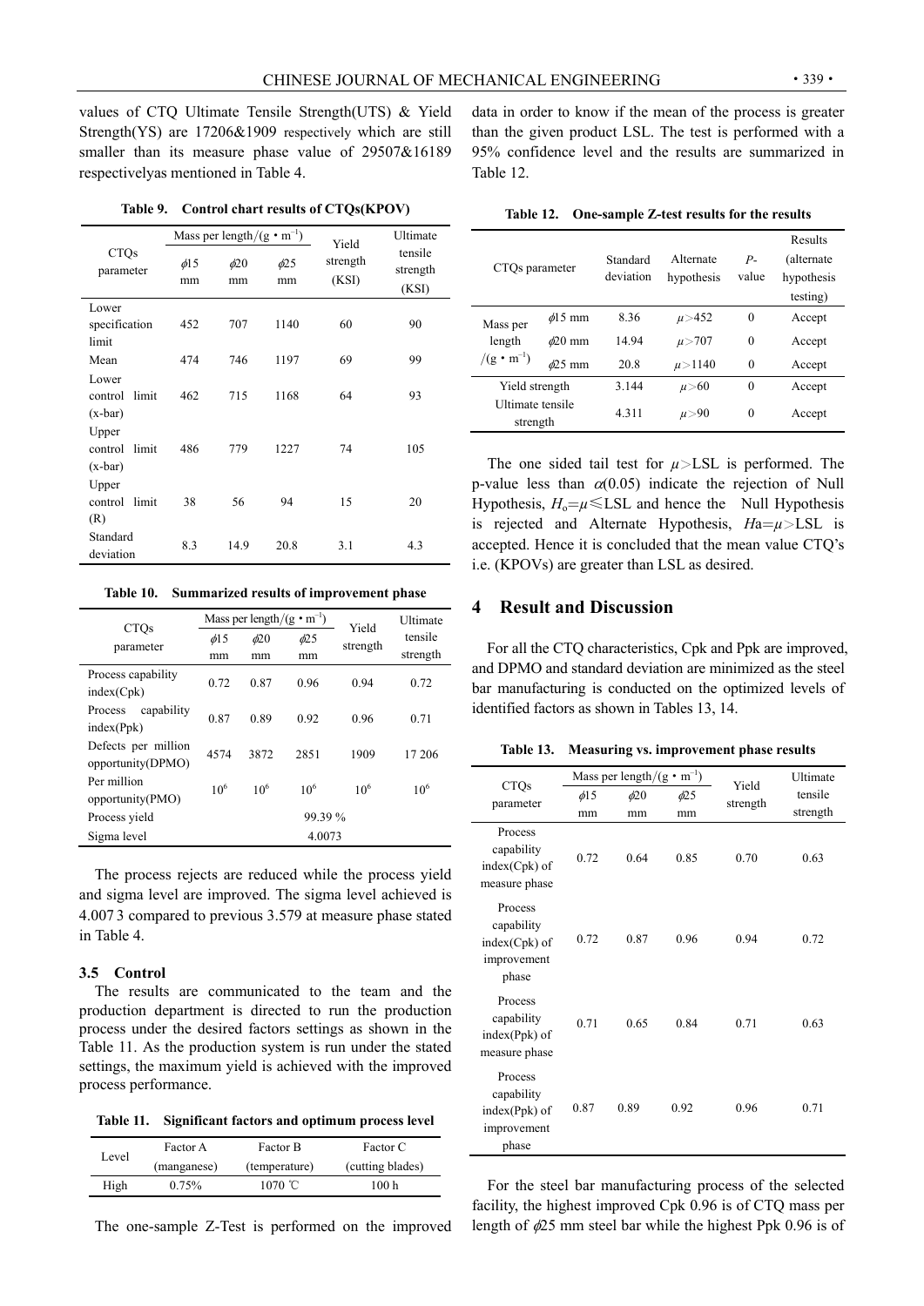values of CTQ Ultimate Tensile Strength(UTS) & Yield Strength(YS) are 17206&1909 respectively which are still smaller than its measure phase value of 29507&16189 respectivelyas mentioned in Table 4.

**Table 9. Control chart results of CTQs(KPOV)**

| CTQs parameter | Mass per length/(g • m$^{-1}$) | | | Yield strength (KSI) | Ultimate tensile strength (KSI) |
|---|---|---|---|---|---|
| | $\phi$15 mm | $\phi$20 mm | $\phi$25 mm | | |
| Lower specification limit | 452 | 707 | 1140 | 60 | 90 |
| Mean | 474 | 746 | 1197 | 69 | 99 |
| Lower control limit (x-bar) | 462 | 715 | 1168 | 64 | 93 |
| Upper control limit (x-bar) | 486 | 779 | 1227 | 74 | 105 |
| Upper control limit (R) | 38 | 56 | 94 | 15 | 20 |
| Standard deviation | 8.3 | 14.9 | 20.8 | 3.1 | 4.3 |

**Table 10. Summarized results of improvement phase**

| CTQs parameter | Mass per length/(g • m$^{-1}$) | | | Yield strength | Ultimate tensile strength |
|---|---|---|---|---|---|
| | $\phi$15 mm | $\phi$20 mm | $\phi$25 mm | | |
| Process capability index(Cpk) | 0.72 | 0.87 | 0.96 | 0.94 | 0.72 |
| Process capability index(Ppk) | 0.87 | 0.89 | 0.92 | 0.96 | 0.71 |
| Defects per million opportunity(DPMO) | 4574 | 3872 | 2851 | 1909 | 17 206 |
| Per million opportunity(PMO) | $10^6$ | $10^6$ | $10^6$ | $10^6$ | $10^6$ |
| Process yield | 99.39 % | | | | |
| Sigma level | 4.0073 | | | | |

The process rejects are reduced while the process yield and sigma level are improved. The sigma level achieved is 4.007 3 compared to previous 3.579 at measure phase stated in Table 4.

### 3.5 Control

The results are communicated to the team and the production department is directed to run the production process under the desired factors settings as shown in the Table 11. As the production system is run under the stated settings, the maximum yield is achieved with the improved process performance.

**Table 11. Significant factors and optimum process level**

| Level | Factor A (manganese) | Factor B (temperature) | Factor C (cutting blades) |
|---|---|---|---|
| High | 0.75% | 1070 ℃ | 100 h |

The one-sample Z-Test is performed on the improved data in order to know if the mean of the process is greater than the given product LSL. The test is performed with a 95% confidence level and the results are summarized in Table 12.

**Table 12. One-sample Z-test results for the results**

| CTQs parameter | | Standard deviation | Alternate hypothesis | $P$-value | Results (alternate hypothesis testing) |
|---|---|---|---|---|---|
| Mass per length /(g • m$^{-1}$) | $\phi$15 mm | 8.36 | $\mu>452$ | 0 | Accept |
| | $\phi$20 mm | 14.94 | $\mu>707$ | 0 | Accept |
| | $\phi$25 mm | 20.8 | $\mu>1140$ | 0 | Accept |
| Yield strength | | 3.144 | $\mu>60$ | 0 | Accept |
| Ultimate tensile strength | | 4.311 | $\mu>90$ | 0 | Accept |

The one sided tail test for $\mu>$LSL is performed. The p-value less than $\alpha(0.05)$ indicate the rejection of Null Hypothesis, $H_o=\mu\leq$LSL and hence the Null Hypothesis is rejected and Alternate Hypothesis, $Ha=\mu>$LSL is accepted. Hence it is concluded that the mean value CTQ's i.e. (KPOVs) are greater than LSL as desired.

## 4 Result and Discussion

For all the CTQ characteristics, Cpk and Ppk are improved, and DPMO and standard deviation are minimized as the steel bar manufacturing is conducted on the optimized levels of identified factors as shown in Tables 13, 14.

**Table 13. Measuring vs. improvement phase results**

| CTQs parameter | Mass per length/(g • m$^{-1}$) | | | Yield strength | Ultimate tensile strength |
|---|---|---|---|---|---|
| | $\phi$15 mm | $\phi$20 mm | $\phi$25 mm | | |
| Process capability index(Cpk) of measure phase | 0.72 | 0.64 | 0.85 | 0.70 | 0.63 |
| Process capability index(Cpk) of improvement phase | 0.72 | 0.87 | 0.96 | 0.94 | 0.72 |
| Process capability index(Ppk) of measure phase | 0.71 | 0.65 | 0.84 | 0.71 | 0.63 |
| Process capability index(Ppk) of improvement phase | 0.87 | 0.89 | 0.92 | 0.96 | 0.71 |

For the steel bar manufacturing process of the selected facility, the highest improved Cpk 0.96 is of CTQ mass per length of $\phi$25 mm steel bar while the highest Ppk 0.96 is of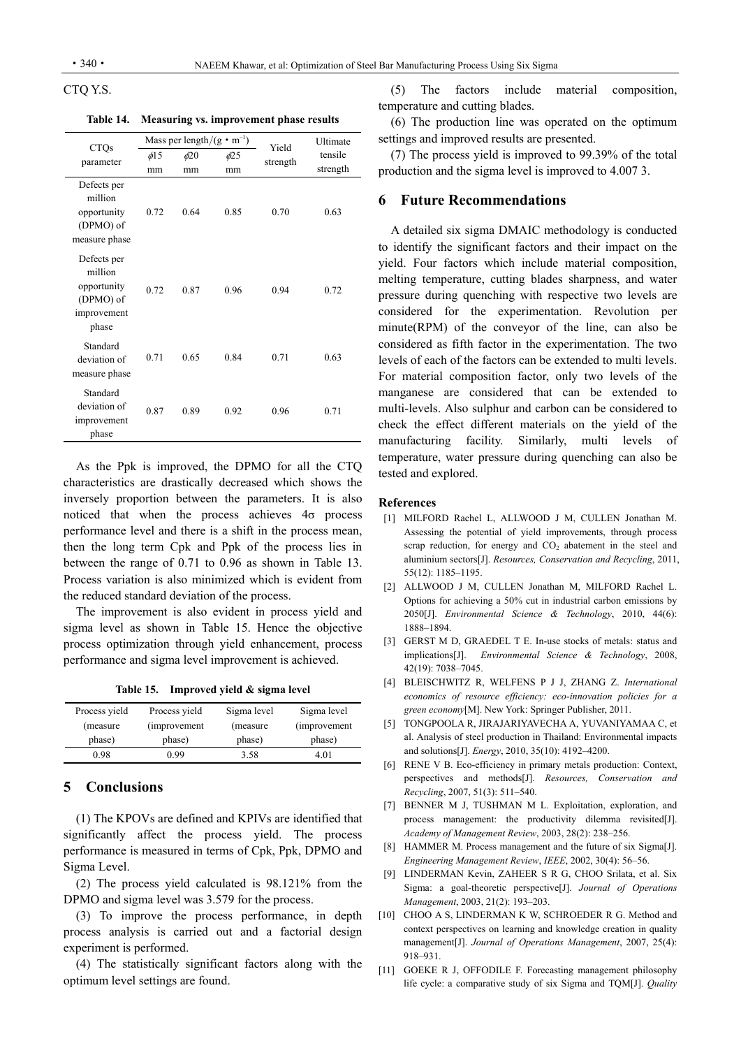CTQ Y.S.

**Table 14. Measuring vs. improvement phase results**

| CTQs parameter | Mass per length/(g • m$^{-1}$) | | | Yield strength | Ultimate tensile strength |
|---|---|---|---|---|---|
| | $\phi$15 mm | $\phi$20 mm | $\phi$25 mm | | |
| Defects per million opportunity (DPMO) of measure phase | 0.72 | 0.64 | 0.85 | 0.70 | 0.63 |
| Defects per million opportunity (DPMO) of improvement phase | 0.72 | 0.87 | 0.96 | 0.94 | 0.72 |
| Standard deviation of measure phase | 0.71 | 0.65 | 0.84 | 0.71 | 0.63 |
| Standard deviation of improvement phase | 0.87 | 0.89 | 0.92 | 0.96 | 0.71 |

As the Ppk is improved, the DPMO for all the CTQ characteristics are drastically decreased which shows the inversely proportion between the parameters. It is also noticed that when the process achieves 4σ process performance level and there is a shift in the process mean, then the long term Cpk and Ppk of the process lies in between the range of 0.71 to 0.96 as shown in Table 13. Process variation is also minimized which is evident from the reduced standard deviation of the process.

The improvement is also evident in process yield and sigma level as shown in Table 15. Hence the objective process optimization through yield enhancement, process performance and sigma level improvement is achieved.

**Table 15. Improved yield & sigma level**

| Process yield (measure phase) | Process yield (improvement phase) | Sigma level (measure phase) | Sigma level (improvement phase) |
|---|---|---|---|
| 0.98 | 0.99 | 3.58 | 4.01 |

## 5 Conclusions

(1) The KPOVs are defined and KPIVs are identified that significantly affect the process yield. The process performance is measured in terms of Cpk, Ppk, DPMO and Sigma Level.

(2) The process yield calculated is 98.121% from the DPMO and sigma level was 3.579 for the process.

(3) To improve the process performance, in depth process analysis is carried out and a factorial design experiment is performed.

(4) The statistically significant factors along with the optimum level settings are found.

(5) The factors include material composition, temperature and cutting blades.

(6) The production line was operated on the optimum settings and improved results are presented.

(7) The process yield is improved to 99.39% of the total production and the sigma level is improved to 4.007 3.

## 6 Future Recommendations

A detailed six sigma DMAIC methodology is conducted to identify the significant factors and their impact on the yield. Four factors which include material composition, melting temperature, cutting blades sharpness, and water pressure during quenching with respective two levels are considered for the experimentation. Revolution per minute(RPM) of the conveyor of the line, can also be considered as fifth factor in the experimentation. The two levels of each of the factors can be extended to multi levels. For material composition factor, only two levels of the manganese are considered that can be extended to multi-levels. Also sulphur and carbon can be considered to check the effect different materials on the yield of the manufacturing facility. Similarly, multi levels of temperature, water pressure during quenching can also be tested and explored.

### References

[1] MILFORD Rachel L, ALLWOOD J M, CULLEN Jonathan M. Assessing the potential of yield improvements, through process scrap reduction, for energy and $CO_2$ abatement in the steel and aluminium sectors[J]. *Resources, Conservation and Recycling*, 2011, 55(12): 1185–1195.

[2] ALLWOOD J M, CULLEN Jonathan M, MILFORD Rachel L. Options for achieving a 50% cut in industrial carbon emissions by 2050[J]. *Environmental Science & Technology*, 2010, 44(6): 1888–1894.

[3] GERST M D, GRAEDEL T E. In-use stocks of metals: status and implications[J]. *Environmental Science & Technology*, 2008, 42(19): 7038–7045.

[4] BLEISCHWITZ R, WELFENS P J J, ZHANG Z. *International economics of resource efficiency: eco-innovation policies for a green economy*[M]. New York: Springer Publisher, 2011.

[5] TONGPOOLA R, JIRAJARIYAVECHA A, YUVANIYAMAA C, et al. Analysis of steel production in Thailand: Environmental impacts and solutions[J]. *Energy*, 2010, 35(10): 4192–4200.

[6] RENE V B. Eco-efficiency in primary metals production: Context, perspectives and methods[J]. *Resources, Conservation and Recycling*, 2007, 51(3): 511–540.

[7] BENNER M J, TUSHMAN M L. Exploitation, exploration, and process management: the productivity dilemma revisited[J]. *Academy of Management Review*, 2003, 28(2): 238–256.

[8] HAMMER M. Process management and the future of six Sigma[J]. *Engineering Management Review*, *IEEE*, 2002, 30(4): 56–56.

[9] LINDERMAN Kevin, ZAHEER S R G, CHOO Srilata, et al. Six Sigma: a goal-theoretic perspective[J]. *Journal of Operations Management*, 2003, 21(2): 193–203.

[10] CHOO A S, LINDERMAN K W, SCHROEDER R G. Method and context perspectives on learning and knowledge creation in quality management[J]. *Journal of Operations Management*, 2007, 25(4): 918–931.

[11] GOEKE R J, OFFODILE F. Forecasting management philosophy life cycle: a comparative study of six Sigma and TQM[J]. *Quality*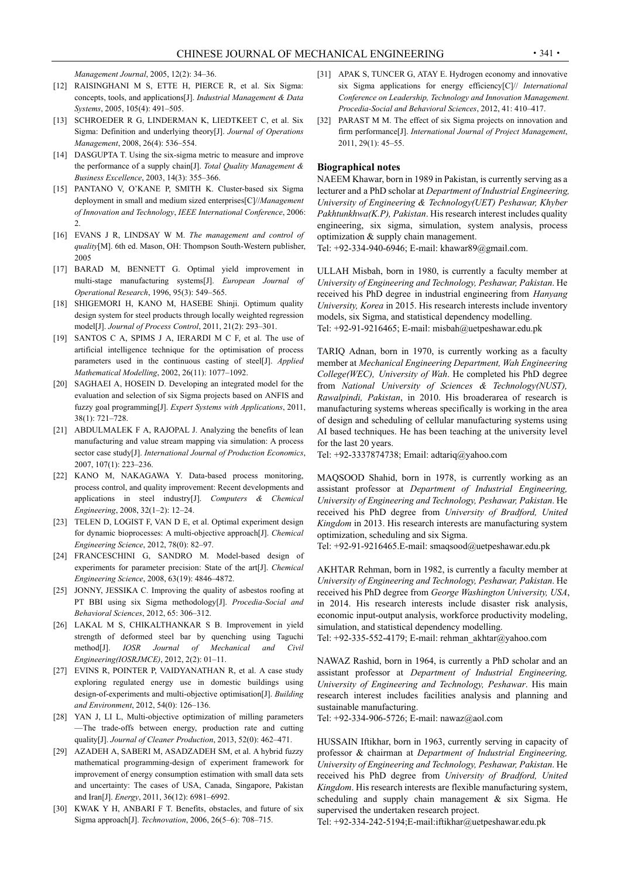*Management Journal*, 2005, 12(2): 34–36.

[12] RAISINGHANI M S, ETTE H, PIERCE R, et al. Six Sigma: concepts, tools, and applications[J]. *Industrial Management & Data Systems*, 2005, 105(4): 491–505.

[13] SCHROEDER R G, LINDERMAN K, LIEDTKEET C, et al. Six Sigma: Definition and underlying theory[J]. *Journal of Operations Management*, 2008, 26(4): 536–554.

[14] DASGUPTA T. Using the six-sigma metric to measure and improve the performance of a supply chain[J]. *Total Quality Management & Business Excellence*, 2003, 14(3): 355–366.

[15] PANTANO V, O'KANE P, SMITH K. Cluster-based six Sigma deployment in small and medium sized enterprises[C]//*Management of Innovation and Technology*, *IEEE International Conference*, 2006: 2.

[16] EVANS J R, LINDSAY W M. *The management and control of quality*[M]. 6th ed. Mason, OH: Thompson South-Western publisher, 2005

[17] BARAD M, BENNETT G. Optimal yield improvement in multi-stage manufacturing systems[J]. *European Journal of Operational Research*, 1996, 95(3): 549–565.

[18] SHIGEMORI H, KANO M, HASEBE Shinji. Optimum quality design system for steel products through locally weighted regression model[J]. *Journal of Process Control*, 2011, 21(2): 293–301.

[19] SANTOS C A, SPIMS J A, IERARDI M C F, et al. The use of artificial intelligence technique for the optimisation of process parameters used in the continuous casting of steel[J]. *Applied Mathematical Modelling*, 2002, 26(11): 1077–1092.

[20] SAGHAEI A, HOSEIN D. Developing an integrated model for the evaluation and selection of six Sigma projects based on ANFIS and fuzzy goal programming[J]. *Expert Systems with Applications*, 2011, 38(1): 721–728.

[21] ABDULMALEK F A, RAJOPAL J. Analyzing the benefits of lean manufacturing and value stream mapping via simulation: A process sector case study[J]. *International Journal of Production Economics*, 2007, 107(1): 223–236.

[22] KANO M, NAKAGAWA Y. Data-based process monitoring, process control, and quality improvement: Recent developments and applications in steel industry[J]. *Computers & Chemical Engineering*, 2008, 32(1–2): 12–24.

[23] TELEN D, LOGIST F, VAN D E, et al. Optimal experiment design for dynamic bioprocesses: A multi-objective approach[J]. *Chemical Engineering Science*, 2012, 78(0): 82–97.

[24] FRANCESCHINI G, SANDRO M. Model-based design of experiments for parameter precision: State of the art[J]. *Chemical Engineering Science*, 2008, 63(19): 4846–4872.

[25] JONNY, JESSIKA C. Improving the quality of asbestos roofing at PT BBI using six Sigma methodology[J]. *Procedia-Social and Behavioral Sciences*, 2012, 65: 306–312.

[26] LAKAL M S, CHIKALTHANKAR S B. Improvement in yield strength of deformed steel bar by quenching using Taguchi method[J]. *IOSR Journal of Mechanical and Civil Engineering(IOSRJMCE)*, 2012, 2(2): 01–11.

[27] EVINS R, POINTER P, VAIDYANATHAN R, et al. A case study exploring regulated energy use in domestic buildings using design-of-experiments and multi-objective optimisation[J]. *Building and Environment*, 2012, 54(0): 126–136.

[28] YAN J, LI L, Multi-objective optimization of milling parameters —The trade-offs between energy, production rate and cutting quality[J]. *Journal of Cleaner Production*, 2013, 52(0): 462–471.

[29] AZADEH A, SABERI M, ASADZADEH SM, et al. A hybrid fuzzy mathematical programming-design of experiment framework for improvement of energy consumption estimation with small data sets and uncertainty: The cases of USA, Canada, Singapore, Pakistan and Iran[J]. *Energy*, 2011, 36(12): 6981–6992.

[30] KWAK Y H, ANBARI F T. Benefits, obstacles, and future of six Sigma approach[J]. *Technovation*, 2006, 26(5–6): 708–715.

[31] APAK S, TUNCER G, ATAY E. Hydrogen economy and innovative six Sigma applications for energy efficiency[C]// *International Conference on Leadership, Technology and Innovation Management. Procedia-Social and Behavioral Sciences*, 2012, 41: 410–417.

[32] PARAST M M. The effect of six Sigma projects on innovation and firm performance[J]. *International Journal of Project Management*, 2011, 29(1): 45–55.

## Biographical notes

NAEEM Khawar, born in 1989 in Pakistan, is currently serving as a lecturer and a PhD scholar at *Department of Industrial Engineering, University of Engineering & Technology(UET) Peshawar, Khyber Pakhtunkhwa(K.P), Pakistan*. His research interest includes quality engineering, six sigma, simulation, system analysis, process optimization & supply chain management.
Tel: +92-334-940-6946; E-mail: khawar89@gmail.com.

ULLAH Misbah, born in 1980, is currently a faculty member at *University of Engineering and Technology, Peshawar, Pakistan*. He received his PhD degree in industrial engineering from *Hanyang University, Korea* in 2015. His research interests include inventory models, six Sigma, and statistical dependency modelling.
Tel: +92-91-9216465; E-mail: misbah@uetpeshawar.edu.pk

TARIQ Adnan, born in 1970, is currently working as a faculty member at *Mechanical Engineering Department, Wah Engineering College(WEC), University of Wah*. He completed his PhD degree from *National University of Sciences & Technology(NUST), Rawalpindi, Pakistan*, in 2010. His broaderarea of research is manufacturing systems whereas specifically is working in the area of design and scheduling of cellular manufacturing systems using AI based techniques. He has been teaching at the university level for the last 20 years.
Tel: +92-3337874738; Email: adtariq@yahoo.com

MAQSOOD Shahid, born in 1978, is currently working as an assistant professor at *Department of Industrial Engineering, University of Engineering and Technology, Peshawar, Pakistan*. He received his PhD degree from *University of Bradford, United Kingdom* in 2013. His research interests are manufacturing system optimization, scheduling and six Sigma.
Tel: +92-91-9216465.E-mail: smaqsood@uetpeshawar.edu.pk

AKHTAR Rehman, born in 1982, is currently a faculty member at *University of Engineering and Technology, Peshawar, Pakistan*. He received his PhD degree from *George Washington University, USA*, in 2014. His research interests include disaster risk analysis, economic input-output analysis, workforce productivity modeling, simulation, and statistical dependency modelling.
Tel: +92-335-552-4179; E-mail: rehman_akhtar@yahoo.com

NAWAZ Rashid, born in 1964, is currently a PhD scholar and an assistant professor at *Department of Industrial Engineering, University of Engineering and Technology, Peshawar*. His main research interest includes facilities analysis and planning and sustainable manufacturing.
Tel: +92-334-906-5726; E-mail: nawaz@aol.com

HUSSAIN Iftikhar, born in 1963, currently serving in capacity of professor & chairman at *Department of Industrial Engineering, University of Engineering and Technology, Peshawar, Pakistan*. He received his PhD degree from *University of Bradford, United Kingdom*. His research interests are flexible manufacturing system, scheduling and supply chain management & six Sigma. He supervised the undertaken research project.
Tel: +92-334-242-5194;E-mail:iftikhar@uetpeshawar.edu.pk